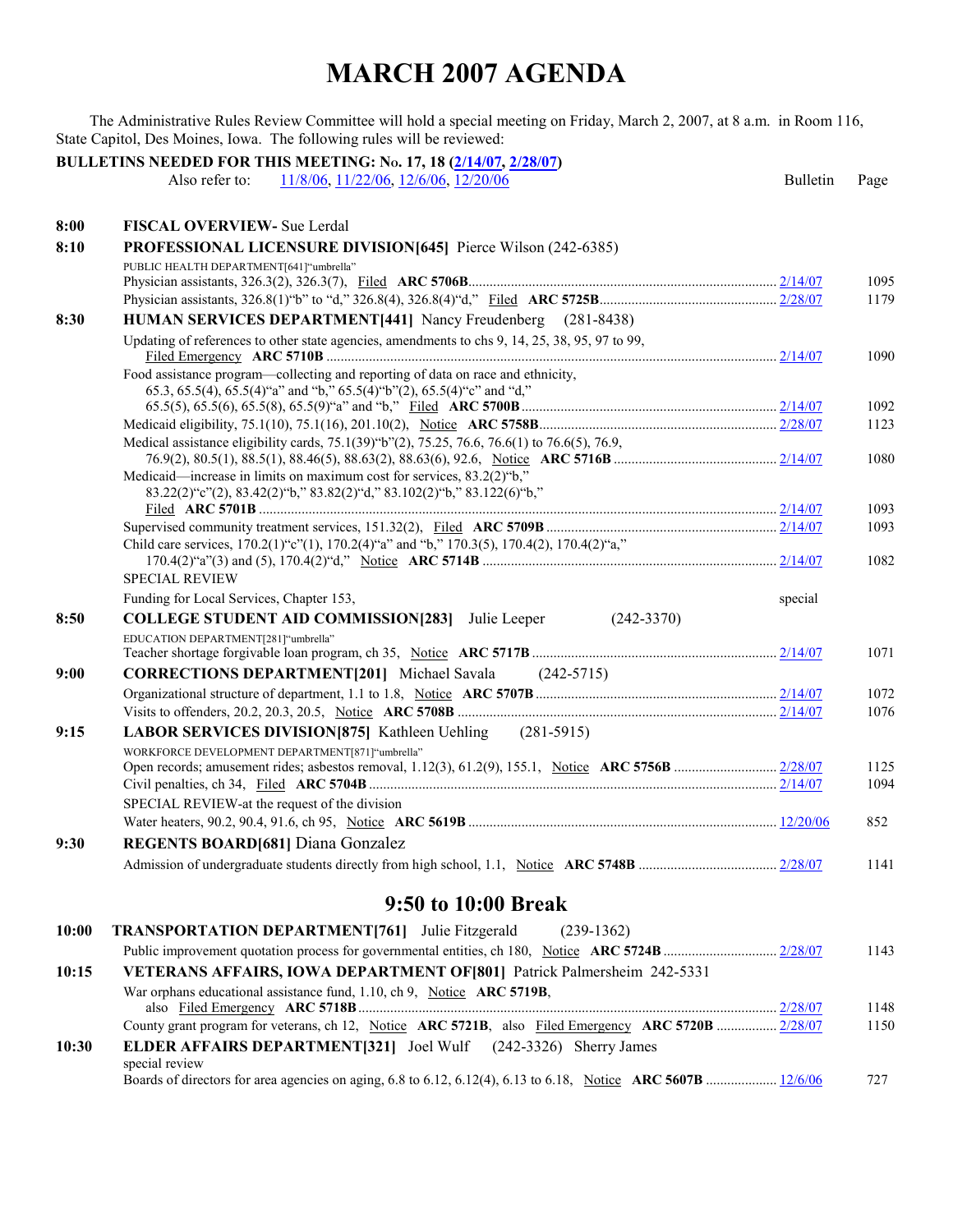# MARCH 2007 AGENDA

The Administrative Rules Review Committee will hold a special meeting on Friday, March 2, 2007, at 8 a.m. in Room 116, State Capitol, Des Moines, Iowa. The following rules will be reviewed:

**BULLETINS NEEDED FOR THIS MEETING: No. 17, 18 (2/14/07, 2/28/07)**
Also refer to: 11/8/06, 11/22/06, 12/6/06, 12/20/06

| Time | Item | Bulletin | Page |
|---|---|---|---|
| **8:00** | **FISCAL OVERVIEW-** Sue Lerdal | | |
| **8:10** | **PROFESSIONAL LICENSURE DIVISION[645]** Pierce Wilson (242-6385) | | |
| | PUBLIC HEALTH DEPARTMENT[641]"umbrella" | | |
| | Physician assistants, 326.3(2), 326.3(7), Filed **ARC 5706B** | 2/14/07 | 1095 |
| | Physician assistants, 326.8(1)"b" to "d," 326.8(4), 326.8(4)"d," Filed **ARC 5725B** | 2/28/07 | 1179 |
| **8:30** | **HUMAN SERVICES DEPARTMENT[441]** Nancy Freudenberg (281-8438) | | |
| | Updating of references to other state agencies, amendments to chs 9, 14, 25, 38, 95, 97 to 99, Filed Emergency **ARC 5710B** | 2/14/07 | 1090 |
| | Food assistance program—collecting and reporting of data on race and ethnicity, 65.3, 65.5(4), 65.5(4)"a" and "b," 65.5(4)"b"(2), 65.5(4)"c" and "d," 65.5(5), 65.5(6), 65.5(8), 65.5(9)"a" and "b," Filed **ARC 5700B** | 2/14/07 | 1092 |
| | Medicaid eligibility, 75.1(10), 75.1(16), 201.10(2), Notice **ARC 5758B** | 2/28/07 | 1123 |
| | Medical assistance eligibility cards, 75.1(39)"b"(2), 75.25, 76.6, 76.6(1) to 76.6(5), 76.9, 76.9(2), 80.5(1), 88.5(1), 88.46(5), 88.63(2), 88.63(6), 92.6, Notice **ARC 5716B** | 2/14/07 | 1080 |
| | Medicaid—increase in limits on maximum cost for services, 83.2(2)"b," 83.22(2)"c"(2), 83.42(2)"b," 83.82(2)"d," 83.102(2)"b," 83.122(6)"b," Filed **ARC 5701B** | 2/14/07 | 1093 |
| | Supervised community treatment services, 151.32(2), Filed **ARC 5709B** | 2/14/07 | 1093 |
| | Child care services, 170.2(1)"c"(1), 170.2(4)"a" and "b," 170.3(5), 170.4(2), 170.4(2)"a," 170.4(2)"a"(3) and (5), 170.4(2)"d," Notice **ARC 5714B** | 2/14/07 | 1082 |
| | SPECIAL REVIEW | | |
| | Funding for Local Services, Chapter 153, | special | |
| **8:50** | **COLLEGE STUDENT AID COMMISSION[283]** Julie Leeper (242-3370) | | |
| | EDUCATION DEPARTMENT[281]"umbrella" | | |
| | Teacher shortage forgivable loan program, ch 35, Notice **ARC 5717B** | 2/14/07 | 1071 |
| **9:00** | **CORRECTIONS DEPARTMENT[201]** Michael Savala (242-5715) | | |
| | Organizational structure of department, 1.1 to 1.8, Notice **ARC 5707B** | 2/14/07 | 1072 |
| | Visits to offenders, 20.2, 20.3, 20.5, Notice **ARC 5708B** | 2/14/07 | 1076 |
| **9:15** | **LABOR SERVICES DIVISION[875]** Kathleen Uehling (281-5915) | | |
| | WORKFORCE DEVELOPMENT DEPARTMENT[871]"umbrella" | | |
| | Open records; amusement rides; asbestos removal, 1.12(3), 61.2(9), 155.1, Notice **ARC 5756B** | 2/28/07 | 1125 |
| | Civil penalties, ch 34, Filed **ARC 5704B** | 2/14/07 | 1094 |
| | SPECIAL REVIEW-at the request of the division | | |
| | Water heaters, 90.2, 90.4, 91.6, ch 95, Notice **ARC 5619B** | 12/20/06 | 852 |
| **9:30** | **REGENTS BOARD[681]** Diana Gonzalez | | |
| | Admission of undergraduate students directly from high school, 1.1, Notice **ARC 5748B** | 2/28/07 | 1141 |

## 9:50 to 10:00 Break

| Time | Item | Bulletin | Page |
|---|---|---|---|
| **10:00** | **TRANSPORTATION DEPARTMENT[761]** Julie Fitzgerald (239-1362) | | |
| | Public improvement quotation process for governmental entities, ch 180, Notice **ARC 5724B** | 2/28/07 | 1143 |
| **10:15** | **VETERANS AFFAIRS, IOWA DEPARTMENT OF[801]** Patrick Palmersheim 242-5331 | | |
| | War orphans educational assistance fund, 1.10, ch 9, Notice **ARC 5719B**, also Filed Emergency **ARC 5718B** | 2/28/07 | 1148 |
| | County grant program for veterans, ch 12, Notice **ARC 5721B**, also Filed Emergency **ARC 5720B** | 2/28/07 | 1150 |
| **10:30** | **ELDER AFFAIRS DEPARTMENT[321]** Joel Wulf (242-3326) Sherry James | | |
| | special review | | |
| | Boards of directors for area agencies on aging, 6.8 to 6.12, 6.12(4), 6.13 to 6.18, Notice **ARC 5607B** | 12/6/06 | 727 |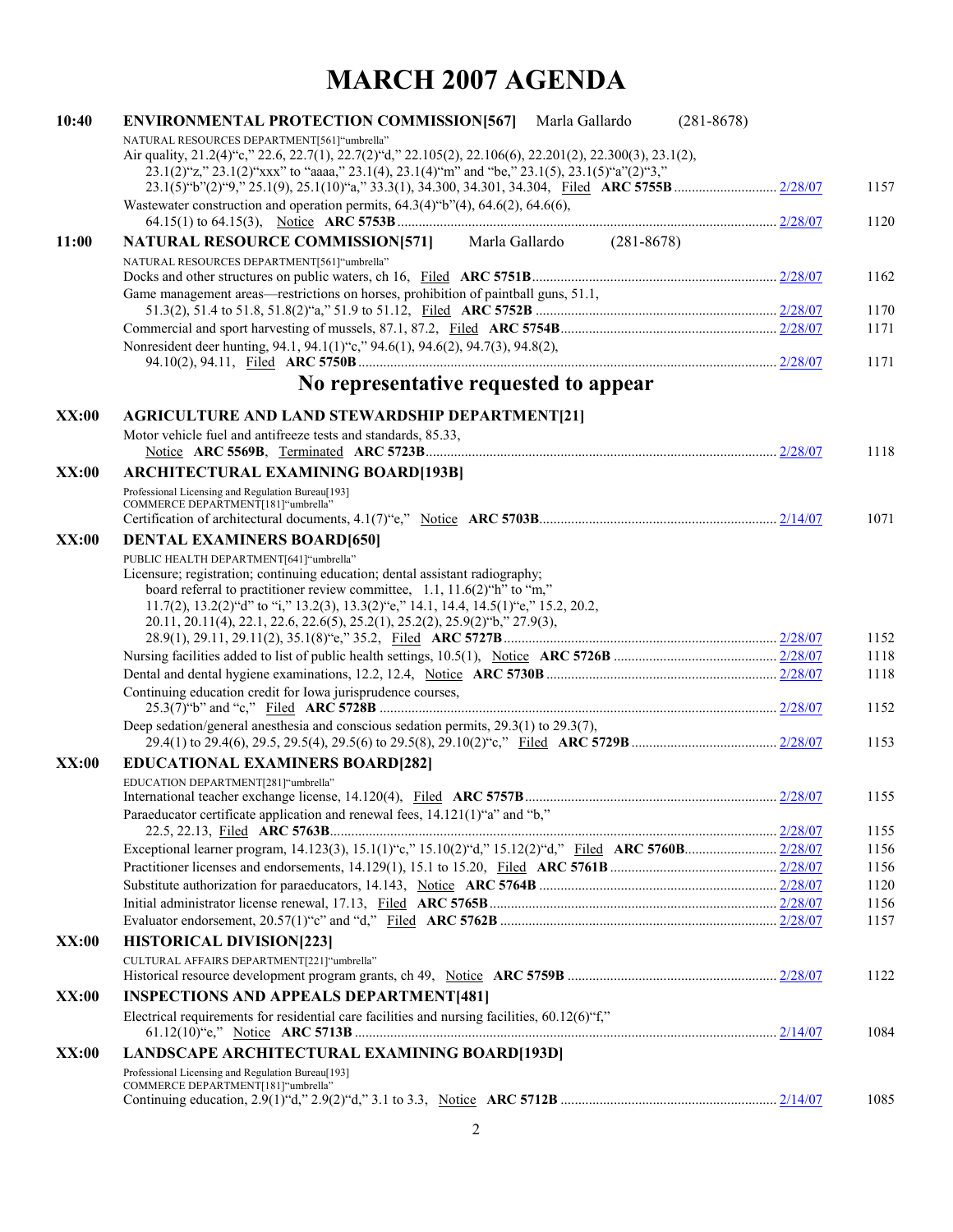# MARCH 2007 AGENDA

**10:40** **ENVIRONMENTAL PROTECTION COMMISSION[567]** Marla Gallardo (281-8678)

NATURAL RESOURCES DEPARTMENT[561]"umbrella"

Air quality, 21.2(4)"c," 22.6, 22.7(1), 22.7(2)"d," 22.105(2), 22.106(6), 22.201(2), 22.300(3), 23.1(2), 23.1(2)"z," 23.1(2)"xxx" to "aaaa," 23.1(4), 23.1(4)"m" and "be," 23.1(5), 23.1(5)"a"(2)"3," 23.1(5)"b"(2)"9," 25.1(9), 25.1(10)"a," 33.3(1), 34.300, 34.301, 34.304, Filed **ARC 5755B** ... 2/28/07 1157

Wastewater construction and operation permits, 64.3(4)"b"(4), 64.6(2), 64.6(6), 64.15(1) to 64.15(3), Notice **ARC 5753B** ... 2/28/07 1120

**11:00** **NATURAL RESOURCE COMMISSION[571]** Marla Gallardo (281-8678)

NATURAL RESOURCES DEPARTMENT[561]"umbrella"

Docks and other structures on public waters, ch 16, Filed **ARC 5751B** ... 2/28/07 1162

Game management areas—restrictions on horses, prohibition of paintball guns, 51.1, 51.3(2), 51.4 to 51.8, 51.8(2)"a," 51.9 to 51.12, Filed **ARC 5752B** ... 2/28/07 1170

Commercial and sport harvesting of mussels, 87.1, 87.2, Filed **ARC 5754B** ... 2/28/07 1171

Nonresident deer hunting, 94.1, 94.1(1)"c," 94.6(1), 94.6(2), 94.7(3), 94.8(2), 94.10(2), 94.11, Filed **ARC 5750B** ... 2/28/07 1171

## No representative requested to appear

**XX:00** **AGRICULTURE AND LAND STEWARDSHIP DEPARTMENT[21]**

Motor vehicle fuel and antifreeze tests and standards, 85.33, Notice **ARC 5569B**, Terminated **ARC 5723B** ... 2/28/07 1118

**XX:00** **ARCHITECTURAL EXAMINING BOARD[193B]**

Professional Licensing and Regulation Bureau[193]
COMMERCE DEPARTMENT[181]"umbrella"

Certification of architectural documents, 4.1(7)"e," Notice **ARC 5703B** ... 2/14/07 1071

**XX:00** **DENTAL EXAMINERS BOARD[650]**

PUBLIC HEALTH DEPARTMENT[641]"umbrella"

Licensure; registration; continuing education; dental assistant radiography; board referral to practitioner review committee, 1.1, 11.6(2)"h" to "m," 11.7(2), 13.2(2)"d" to "i," 13.2(3), 13.3(2)"e," 14.1, 14.4, 14.5(1)"e," 15.2, 20.2, 20.11, 20.11(4), 22.1, 22.6, 22.6(5), 25.2(1), 25.2(2), 25.9(2)"b," 27.9(3), 28.9(1), 29.11, 29.11(2), 35.1(8)"e," 35.2, Filed **ARC 5727B** ... 2/28/07 1152

Nursing facilities added to list of public health settings, 10.5(1), Notice **ARC 5726B** ... 2/28/07 1118

Dental and dental hygiene examinations, 12.2, 12.4, Notice **ARC 5730B** ... 2/28/07 1118

Continuing education credit for Iowa jurisprudence courses, 25.3(7)"b" and "c," Filed **ARC 5728B** ... 2/28/07 1152

Deep sedation/general anesthesia and conscious sedation permits, 29.3(1) to 29.3(7), 29.4(1) to 29.4(6), 29.5, 29.5(4), 29.5(6) to 29.5(8), 29.10(2)"c," Filed **ARC 5729B** ... 2/28/07 1153

**XX:00** **EDUCATIONAL EXAMINERS BOARD[282]**

EDUCATION DEPARTMENT[281]"umbrella"

International teacher exchange license, 14.120(4), Filed **ARC 5757B** ... 2/28/07 1155

Paraeducator certificate application and renewal fees, 14.121(1)"a" and "b," 22.5, 22.13, Filed **ARC 5763B** ... 2/28/07 1155

Exceptional learner program, 14.123(3), 15.1(1)"c," 15.10(2)"d," 15.12(2)"d," Filed **ARC 5760B** ... 2/28/07 1156

Practitioner licenses and endorsements, 14.129(1), 15.1 to 15.20, Filed **ARC 5761B** ... 2/28/07 1156

Substitute authorization for paraeducators, 14.143, Notice **ARC 5764B** ... 2/28/07 1120

Initial administrator license renewal, 17.13, Filed **ARC 5765B** ... 2/28/07 1156

Evaluator endorsement, 20.57(1)"c" and "d," Filed **ARC 5762B** ... 2/28/07 1157

**XX:00** **HISTORICAL DIVISION[223]**

CULTURAL AFFAIRS DEPARTMENT[221]"umbrella"

Historical resource development program grants, ch 49, Notice **ARC 5759B** ... 2/28/07 1122

**XX:00** **INSPECTIONS AND APPEALS DEPARTMENT[481]**

Electrical requirements for residential care facilities and nursing facilities, 60.12(6)"f," 61.12(10)"e," Notice **ARC 5713B** ... 2/14/07 1084

**XX:00** **LANDSCAPE ARCHITECTURAL EXAMINING BOARD[193D]**

Professional Licensing and Regulation Bureau[193]
COMMERCE DEPARTMENT[181]"umbrella"

Continuing education, 2.9(1)"d," 2.9(2)"d," 3.1 to 3.3, Notice **ARC 5712B** ... 2/14/07 1085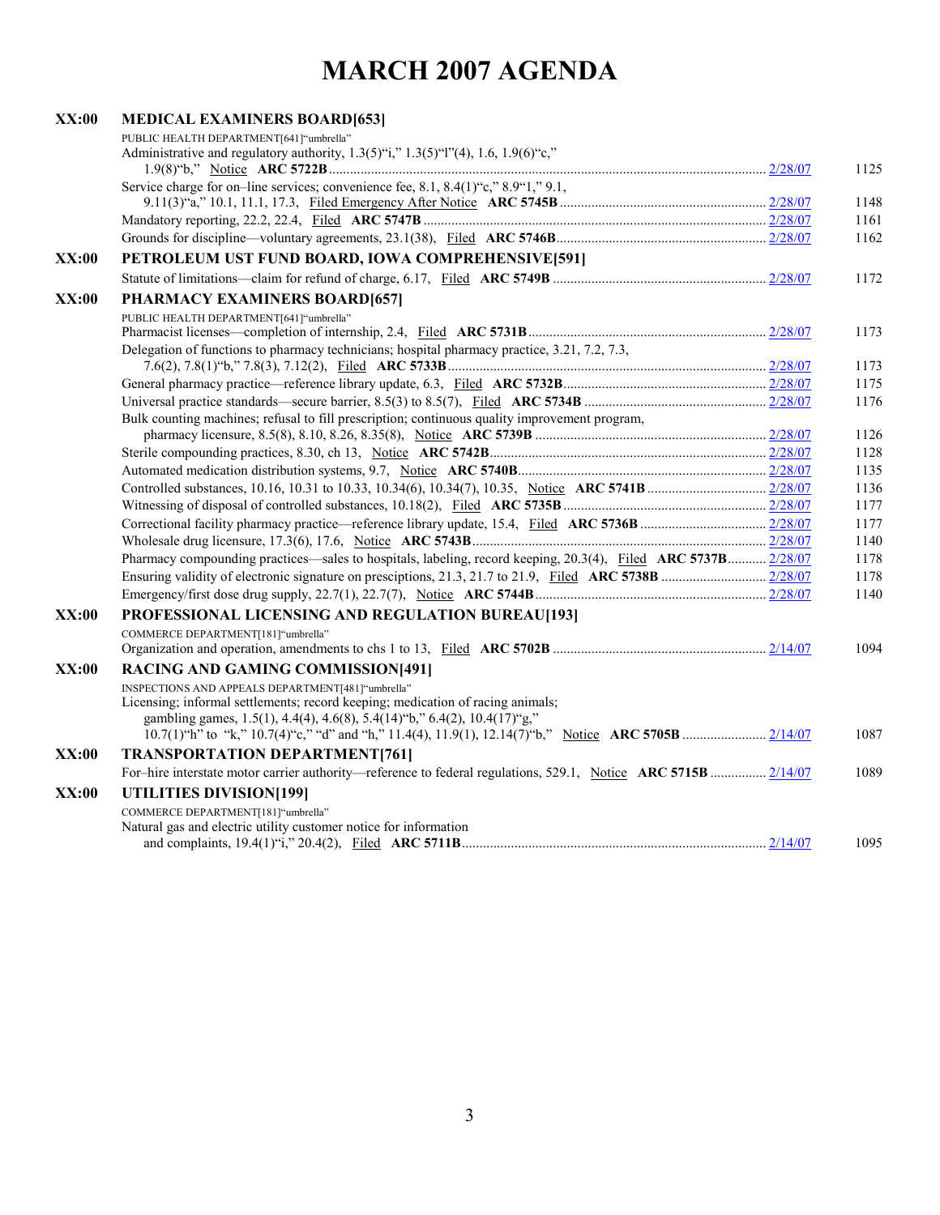# MARCH 2007 AGENDA

**XX:00** **MEDICAL EXAMINERS BOARD[653]**

PUBLIC HEALTH DEPARTMENT[641]"umbrella"

Administrative and regulatory authority, 1.3(5)"i," 1.3(5)"l"(4), 1.6, 1.9(6)"c," 1.9(8)"b," Notice **ARC 5722B** ........ 2/28/07 — 1125

Service charge for on–line services; convenience fee, 8.1, 8.4(1)"c," 8.9"1," 9.1, 9.11(3)"a," 10.1, 11.1, 17.3, Filed Emergency After Notice **ARC 5745B** ........ 2/28/07 — 1148

Mandatory reporting, 22.2, 22.4, Filed **ARC 5747B** ........ 2/28/07 — 1161

Grounds for discipline—voluntary agreements, 23.1(38), Filed **ARC 5746B** ........ 2/28/07 — 1162

**XX:00** **PETROLEUM UST FUND BOARD, IOWA COMPREHENSIVE[591]**

Statute of limitations—claim for refund of charge, 6.17, Filed **ARC 5749B** ........ 2/28/07 — 1172

**XX:00** **PHARMACY EXAMINERS BOARD[657]**

PUBLIC HEALTH DEPARTMENT[641]"umbrella"

Pharmacist licenses—completion of internship, 2.4, Filed **ARC 5731B** ........ 2/28/07 — 1173

Delegation of functions to pharmacy technicians; hospital pharmacy practice, 3.21, 7.2, 7.3, 7.6(2), 7.8(1)"b," 7.8(3), 7.12(2), Filed **ARC 5733B** ........ 2/28/07 — 1173

General pharmacy practice—reference library update, 6.3, Filed **ARC 5732B** ........ 2/28/07 — 1175

Universal practice standards—secure barrier, 8.5(3) to 8.5(7), Filed **ARC 5734B** ........ 2/28/07 — 1176

Bulk counting machines; refusal to fill prescription; continuous quality improvement program, pharmacy licensure, 8.5(8), 8.10, 8.26, 8.35(8), Notice **ARC 5739B** ........ 2/28/07 — 1126

Sterile compounding practices, 8.30, ch 13, Notice **ARC 5742B** ........ 2/28/07 — 1128

Automated medication distribution systems, 9.7, Notice **ARC 5740B** ........ 2/28/07 — 1135

Controlled substances, 10.16, 10.31 to 10.33, 10.34(6), 10.34(7), 10.35, Notice **ARC 5741B** ........ 2/28/07 — 1136

Witnessing of disposal of controlled substances, 10.18(2), Filed **ARC 5735B** ........ 2/28/07 — 1177

Correctional facility pharmacy practice—reference library update, 15.4, Filed **ARC 5736B** ........ 2/28/07 — 1177

Wholesale drug licensure, 17.3(6), 17.6, Notice **ARC 5743B** ........ 2/28/07 — 1140

Pharmacy compounding practices—sales to hospitals, labeling, record keeping, 20.3(4), Filed **ARC 5737B** ........ 2/28/07 — 1178

Ensuring validity of electronic signature on presciptions, 21.3, 21.7 to 21.9, Filed **ARC 5738B** ........ 2/28/07 — 1178

Emergency/first dose drug supply, 22.7(1), 22.7(7), Notice **ARC 5744B** ........ 2/28/07 — 1140

**XX:00** **PROFESSIONAL LICENSING AND REGULATION BUREAU[193]**

COMMERCE DEPARTMENT[181]"umbrella"

Organization and operation, amendments to chs 1 to 13, Filed **ARC 5702B** ........ 2/14/07 — 1094

**XX:00** **RACING AND GAMING COMMISSION[491]**

INSPECTIONS AND APPEALS DEPARTMENT[481]"umbrella"

Licensing; informal settlements; record keeping; medication of racing animals; gambling games, 1.5(1), 4.4(4), 4.6(8), 5.4(14)"b," 6.4(2), 10.4(17)"g," 10.7(1)"h" to "k," 10.7(4)"c," "d" and "h," 11.4(4), 11.9(1), 12.14(7)"b," Notice **ARC 5705B** ........ 2/14/07 — 1087

**XX:00** **TRANSPORTATION DEPARTMENT[761]**

For–hire interstate motor carrier authority—reference to federal regulations, 529.1, Notice **ARC 5715B** ........ 2/14/07 — 1089

**XX:00** **UTILITIES DIVISION[199]**

COMMERCE DEPARTMENT[181]"umbrella"

Natural gas and electric utility customer notice for information and complaints, 19.4(1)"i," 20.4(2), Filed **ARC 5711B** ........ 2/14/07 — 1095